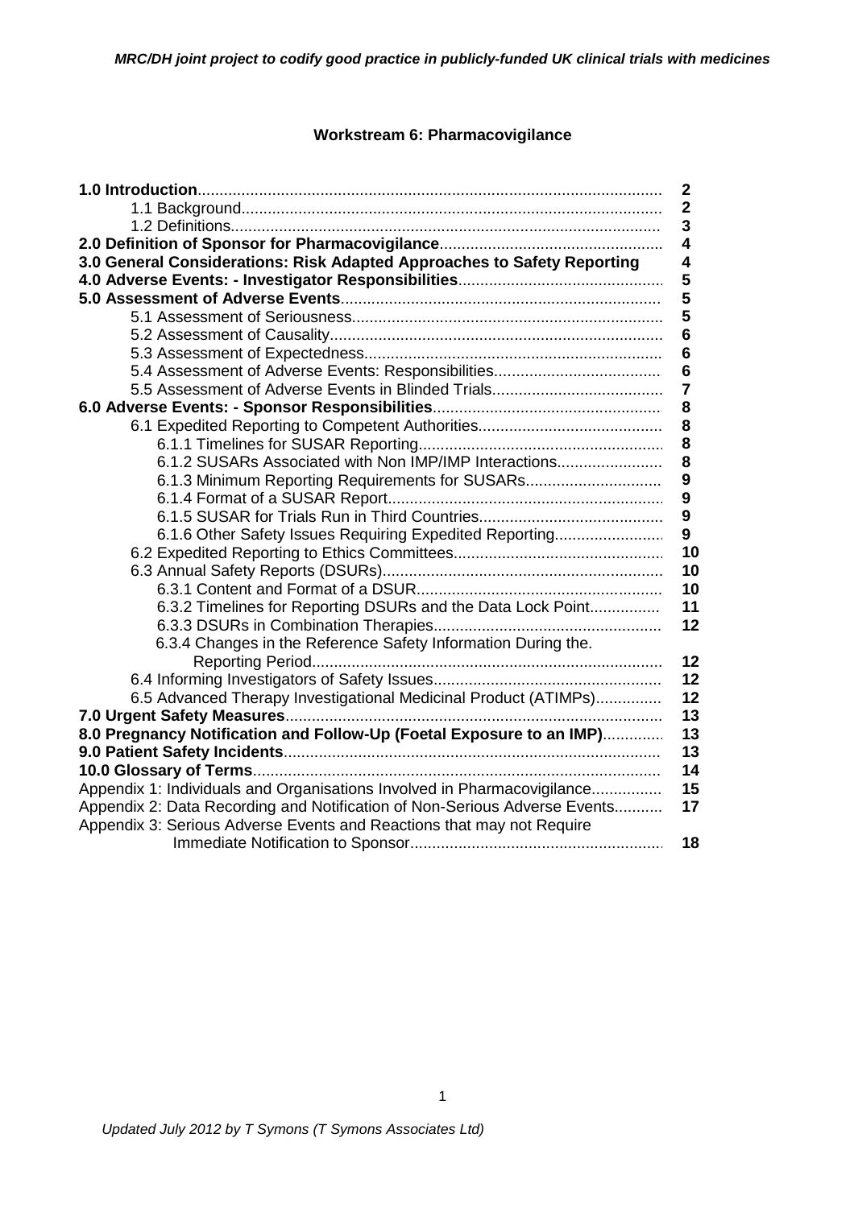# Workstream 6: Pharmacovigilance

| | |
|---|---|
| **1.0 Introduction** | **2** |
| 1.1 Background | **2** |
| 1.2 Definitions | **3** |
| **2.0 Definition of Sponsor for Pharmacovigilance** | **4** |
| **3.0 General Considerations: Risk Adapted Approaches to Safety Reporting** | **4** |
| **4.0 Adverse Events: - Investigator Responsibilities** | **5** |
| **5.0 Assessment of Adverse Events** | **5** |
| 5.1 Assessment of Seriousness | **5** |
| 5.2 Assessment of Causality | **6** |
| 5.3 Assessment of Expectedness | **6** |
| 5.4 Assessment of Adverse Events: Responsibilities | **6** |
| 5.5 Assessment of Adverse Events in Blinded Trials | **7** |
| **6.0 Adverse Events: - Sponsor Responsibilities** | **8** |
| 6.1 Expedited Reporting to Competent Authorities | **8** |
| 6.1.1 Timelines for SUSAR Reporting | **8** |
| 6.1.2 SUSARs Associated with Non IMP/IMP Interactions | **8** |
| 6.1.3 Minimum Reporting Requirements for SUSARs | **9** |
| 6.1.4 Format of a SUSAR Report | **9** |
| 6.1.5 SUSAR for Trials Run in Third Countries | **9** |
| 6.1.6 Other Safety Issues Requiring Expedited Reporting | **9** |
| 6.2 Expedited Reporting to Ethics Committees | **10** |
| 6.3 Annual Safety Reports (DSURs) | **10** |
| 6.3.1 Content and Format of a DSUR | **10** |
| 6.3.2 Timelines for Reporting DSURs and the Data Lock Point | **11** |
| 6.3.3 DSURs in Combination Therapies | **12** |
| 6.3.4 Changes in the Reference Safety Information During the Reporting Period | **12** |
| 6.4 Informing Investigators of Safety Issues | **12** |
| 6.5 Advanced Therapy Investigational Medicinal Product (ATIMPs) | **12** |
| **7.0 Urgent Safety Measures** | **13** |
| **8.0 Pregnancy Notification and Follow-Up (Foetal Exposure to an IMP)** | **13** |
| **9.0 Patient Safety Incidents** | **13** |
| **10.0 Glossary of Terms** | **14** |
| Appendix 1: Individuals and Organisations Involved in Pharmacovigilance | **15** |
| Appendix 2: Data Recording and Notification of Non-Serious Adverse Events | **17** |
| Appendix 3: Serious Adverse Events and Reactions that may not Require Immediate Notification to Sponsor | **18** |

*Updated July 2012 by T Symons (T Symons Associates Ltd)*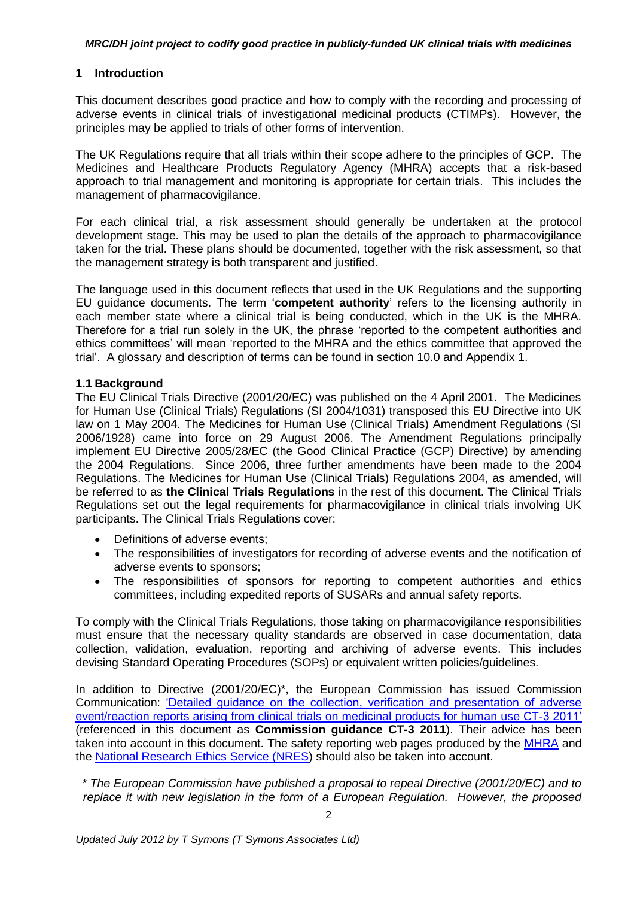## 1 Introduction

This document describes good practice and how to comply with the recording and processing of adverse events in clinical trials of investigational medicinal products (CTIMPs). However, the principles may be applied to trials of other forms of intervention.

The UK Regulations require that all trials within their scope adhere to the principles of GCP. The Medicines and Healthcare Products Regulatory Agency (MHRA) accepts that a risk-based approach to trial management and monitoring is appropriate for certain trials. This includes the management of pharmacovigilance.

For each clinical trial, a risk assessment should generally be undertaken at the protocol development stage. This may be used to plan the details of the approach to pharmacovigilance taken for the trial. These plans should be documented, together with the risk assessment, so that the management strategy is both transparent and justified.

The language used in this document reflects that used in the UK Regulations and the supporting EU guidance documents. The term '**competent authority**' refers to the licensing authority in each member state where a clinical trial is being conducted, which in the UK is the MHRA. Therefore for a trial run solely in the UK, the phrase 'reported to the competent authorities and ethics committees' will mean 'reported to the MHRA and the ethics committee that approved the trial'. A glossary and description of terms can be found in section 10.0 and Appendix 1.

### 1.1 Background

The EU Clinical Trials Directive (2001/20/EC) was published on the 4 April 2001. The Medicines for Human Use (Clinical Trials) Regulations (SI 2004/1031) transposed this EU Directive into UK law on 1 May 2004. The Medicines for Human Use (Clinical Trials) Amendment Regulations (SI 2006/1928) came into force on 29 August 2006. The Amendment Regulations principally implement EU Directive 2005/28/EC (the Good Clinical Practice (GCP) Directive) by amending the 2004 Regulations. Since 2006, three further amendments have been made to the 2004 Regulations. The Medicines for Human Use (Clinical Trials) Regulations 2004, as amended, will be referred to as **the Clinical Trials Regulations** in the rest of this document. The Clinical Trials Regulations set out the legal requirements for pharmacovigilance in clinical trials involving UK participants. The Clinical Trials Regulations cover:

- Definitions of adverse events;
- The responsibilities of investigators for recording of adverse events and the notification of adverse events to sponsors;
- The responsibilities of sponsors for reporting to competent authorities and ethics committees, including expedited reports of SUSARs and annual safety reports.

To comply with the Clinical Trials Regulations, those taking on pharmacovigilance responsibilities must ensure that the necessary quality standards are observed in case documentation, data collection, validation, evaluation, reporting and archiving of adverse events. This includes devising Standard Operating Procedures (SOPs) or equivalent written policies/guidelines.

In addition to Directive (2001/20/EC)*, the European Commission has issued Commission Communication: 'Detailed guidance on the collection, verification and presentation of adverse event/reaction reports arising from clinical trials on medicinal products for human use CT-3 2011' (referenced in this document as **Commission guidance CT-3 2011**). Their advice has been taken into account in this document. The safety reporting web pages produced by the MHRA and the National Research Ethics Service (NRES) should also be taken into account.

*\* The European Commission have published a proposal to repeal Directive (2001/20/EC) and to replace it with new legislation in the form of a European Regulation. However, the proposed*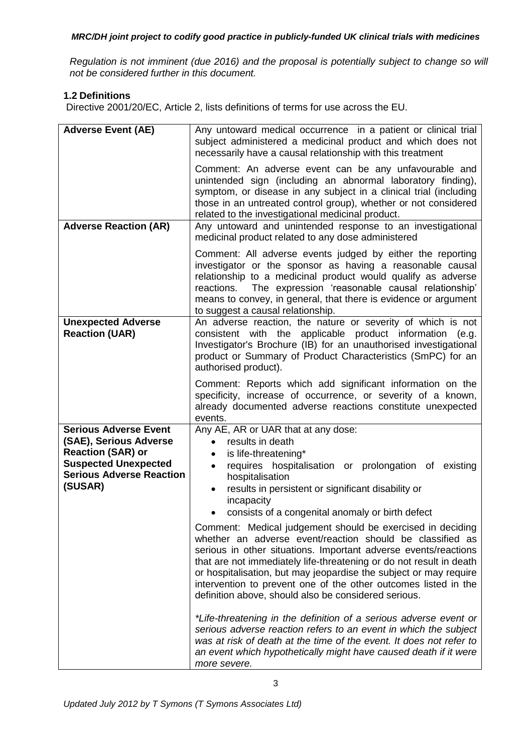*Regulation is not imminent (due 2016) and the proposal is potentially subject to change so will not be considered further in this document.*

### 1.2 Definitions

Directive 2001/20/EC, Article 2, lists definitions of terms for use across the EU.

| | |
|---|---|
| **Adverse Event (AE)** | Any untoward medical occurrence in a patient or clinical trial subject administered a medicinal product and which does not necessarily have a causal relationship with this treatment<br><br>Comment: An adverse event can be any unfavourable and unintended sign (including an abnormal laboratory finding), symptom, or disease in any subject in a clinical trial (including those in an untreated control group), whether or not considered related to the investigational medicinal product. |
| **Adverse Reaction (AR)** | Any untoward and unintended response to an investigational medicinal product related to any dose administered<br><br>Comment: All adverse events judged by either the reporting investigator or the sponsor as having a reasonable causal relationship to a medicinal product would qualify as adverse reactions. The expression 'reasonable causal relationship' means to convey, in general, that there is evidence or argument to suggest a causal relationship. |
| **Unexpected Adverse Reaction (UAR)** | An adverse reaction, the nature or severity of which is not consistent with the applicable product information (e.g. Investigator's Brochure (IB) for an unauthorised investigational product or Summary of Product Characteristics (SmPC) for an authorised product).<br><br>Comment: Reports which add significant information on the specificity, increase of occurrence, or severity of a known, already documented adverse reactions constitute unexpected events. |
| **Serious Adverse Event (SAE), Serious Adverse Reaction (SAR) or Suspected Unexpected Serious Adverse Reaction (SUSAR)** | Any AE, AR or UAR that at any dose:<br>• results in death<br>• is life-threatening*<br>• requires hospitalisation or prolongation of existing hospitalisation<br>• results in persistent or significant disability or incapacity<br>• consists of a congenital anomaly or birth defect<br><br>Comment: Medical judgement should be exercised in deciding whether an adverse event/reaction should be classified as serious in other situations. Important adverse events/reactions that are not immediately life-threatening or do not result in death or hospitalisation, but may jeopardise the subject or may require intervention to prevent one of the other outcomes listed in the definition above, should also be considered serious.<br><br>*\*Life-threatening in the definition of a serious adverse event or serious adverse reaction refers to an event in which the subject was at risk of death at the time of the event. It does not refer to an event which hypothetically might have caused death if it were more severe.* |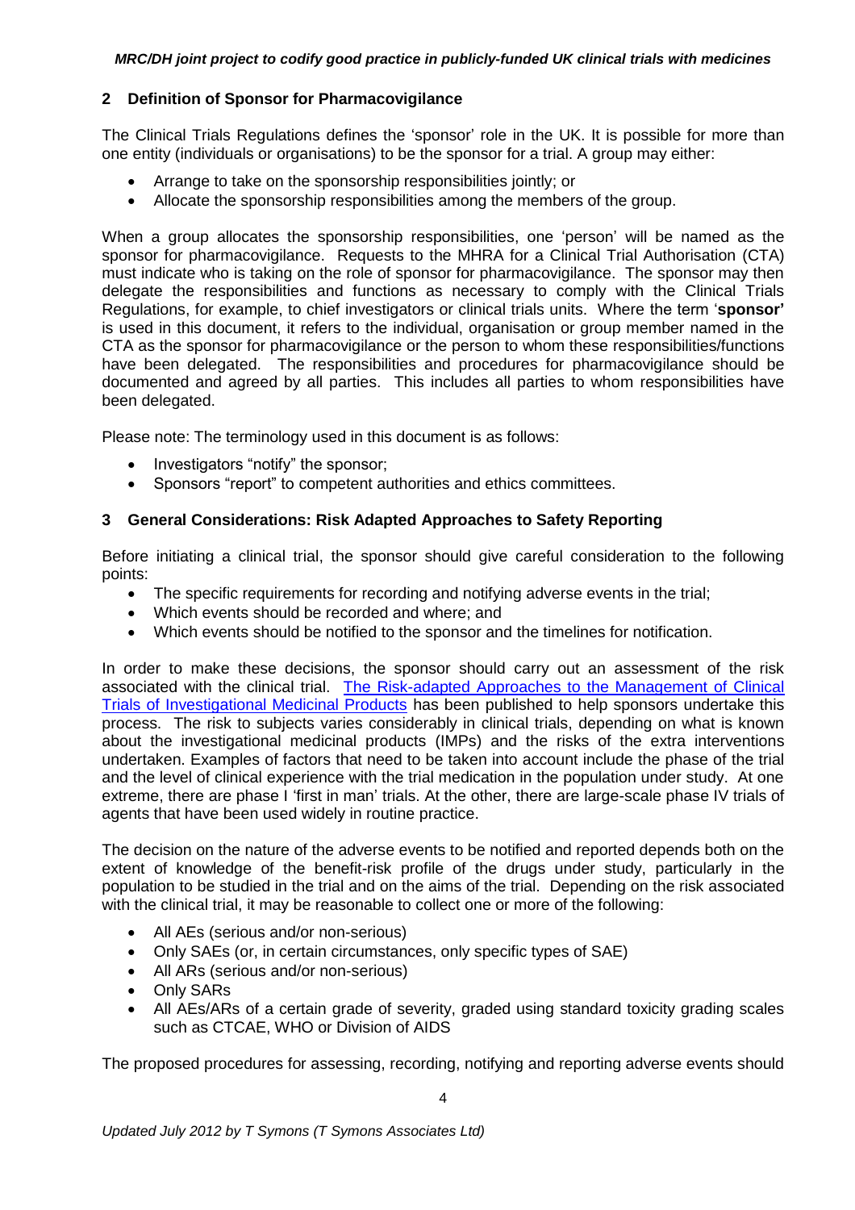## 2 Definition of Sponsor for Pharmacovigilance

The Clinical Trials Regulations defines the 'sponsor' role in the UK. It is possible for more than one entity (individuals or organisations) to be the sponsor for a trial. A group may either:

- Arrange to take on the sponsorship responsibilities jointly; or
- Allocate the sponsorship responsibilities among the members of the group.

When a group allocates the sponsorship responsibilities, one 'person' will be named as the sponsor for pharmacovigilance. Requests to the MHRA for a Clinical Trial Authorisation (CTA) must indicate who is taking on the role of sponsor for pharmacovigilance. The sponsor may then delegate the responsibilities and functions as necessary to comply with the Clinical Trials Regulations, for example, to chief investigators or clinical trials units. Where the term '**sponsor'** is used in this document, it refers to the individual, organisation or group member named in the CTA as the sponsor for pharmacovigilance or the person to whom these responsibilities/functions have been delegated. The responsibilities and procedures for pharmacovigilance should be documented and agreed by all parties. This includes all parties to whom responsibilities have been delegated.

Please note: The terminology used in this document is as follows:

- Investigators "notify" the sponsor;
- Sponsors "report" to competent authorities and ethics committees.

## 3 General Considerations: Risk Adapted Approaches to Safety Reporting

Before initiating a clinical trial, the sponsor should give careful consideration to the following points:

- The specific requirements for recording and notifying adverse events in the trial;
- Which events should be recorded and where; and
- Which events should be notified to the sponsor and the timelines for notification.

In order to make these decisions, the sponsor should carry out an assessment of the risk associated with the clinical trial. The Risk-adapted Approaches to the Management of Clinical Trials of Investigational Medicinal Products has been published to help sponsors undertake this process. The risk to subjects varies considerably in clinical trials, depending on what is known about the investigational medicinal products (IMPs) and the risks of the extra interventions undertaken. Examples of factors that need to be taken into account include the phase of the trial and the level of clinical experience with the trial medication in the population under study. At one extreme, there are phase I 'first in man' trials. At the other, there are large-scale phase IV trials of agents that have been used widely in routine practice.

The decision on the nature of the adverse events to be notified and reported depends both on the extent of knowledge of the benefit-risk profile of the drugs under study, particularly in the population to be studied in the trial and on the aims of the trial. Depending on the risk associated with the clinical trial, it may be reasonable to collect one or more of the following:

- All AEs (serious and/or non-serious)
- Only SAEs (or, in certain circumstances, only specific types of SAE)
- All ARs (serious and/or non-serious)
- Only SARs
- All AEs/ARs of a certain grade of severity, graded using standard toxicity grading scales such as CTCAE, WHO or Division of AIDS

The proposed procedures for assessing, recording, notifying and reporting adverse events should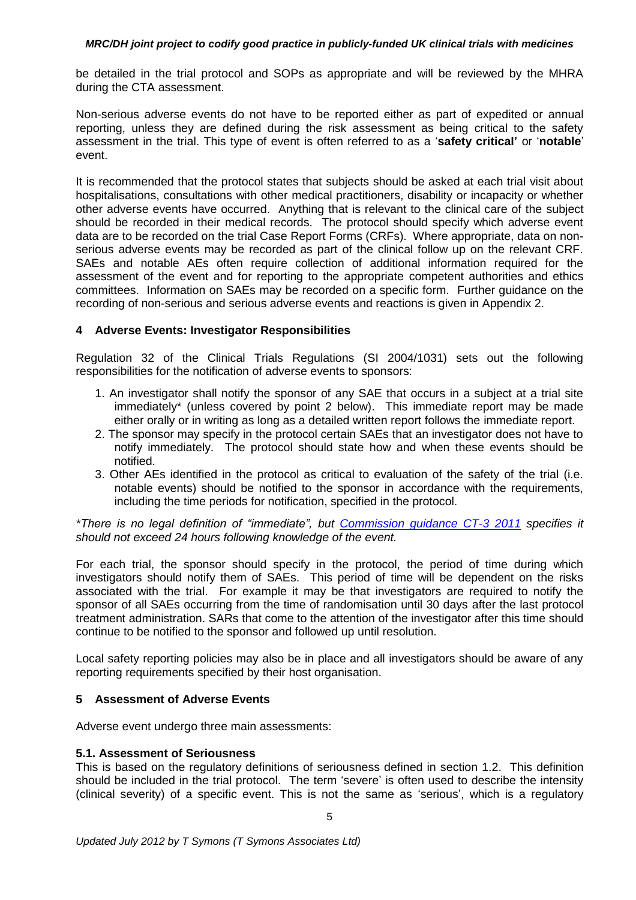be detailed in the trial protocol and SOPs as appropriate and will be reviewed by the MHRA during the CTA assessment.

Non-serious adverse events do not have to be reported either as part of expedited or annual reporting, unless they are defined during the risk assessment as being critical to the safety assessment in the trial. This type of event is often referred to as a '**safety critical**' or '**notable**' event.

It is recommended that the protocol states that subjects should be asked at each trial visit about hospitalisations, consultations with other medical practitioners, disability or incapacity or whether other adverse events have occurred. Anything that is relevant to the clinical care of the subject should be recorded in their medical records. The protocol should specify which adverse event data are to be recorded on the trial Case Report Forms (CRFs). Where appropriate, data on non-serious adverse events may be recorded as part of the clinical follow up on the relevant CRF. SAEs and notable AEs often require collection of additional information required for the assessment of the event and for reporting to the appropriate competent authorities and ethics committees. Information on SAEs may be recorded on a specific form. Further guidance on the recording of non-serious and serious adverse events and reactions is given in Appendix 2.

## 4 Adverse Events: Investigator Responsibilities

Regulation 32 of the Clinical Trials Regulations (SI 2004/1031) sets out the following responsibilities for the notification of adverse events to sponsors:

1. An investigator shall notify the sponsor of any SAE that occurs in a subject at a trial site immediately* (unless covered by point 2 below). This immediate report may be made either orally or in writing as long as a detailed written report follows the immediate report.
2. The sponsor may specify in the protocol certain SAEs that an investigator does not have to notify immediately. The protocol should state how and when these events should be notified.
3. Other AEs identified in the protocol as critical to evaluation of the safety of the trial (i.e. notable events) should be notified to the sponsor in accordance with the requirements, including the time periods for notification, specified in the protocol.

*\*There is no legal definition of "immediate", but Commission guidance CT-3 2011 specifies it should not exceed 24 hours following knowledge of the event.*

For each trial, the sponsor should specify in the protocol, the period of time during which investigators should notify them of SAEs. This period of time will be dependent on the risks associated with the trial. For example it may be that investigators are required to notify the sponsor of all SAEs occurring from the time of randomisation until 30 days after the last protocol treatment administration. SARs that come to the attention of the investigator after this time should continue to be notified to the sponsor and followed up until resolution.

Local safety reporting policies may also be in place and all investigators should be aware of any reporting requirements specified by their host organisation.

## 5 Assessment of Adverse Events

Adverse event undergo three main assessments:

### 5.1. Assessment of Seriousness

This is based on the regulatory definitions of seriousness defined in section 1.2. This definition should be included in the trial protocol. The term 'severe' is often used to describe the intensity (clinical severity) of a specific event. This is not the same as 'serious', which is a regulatory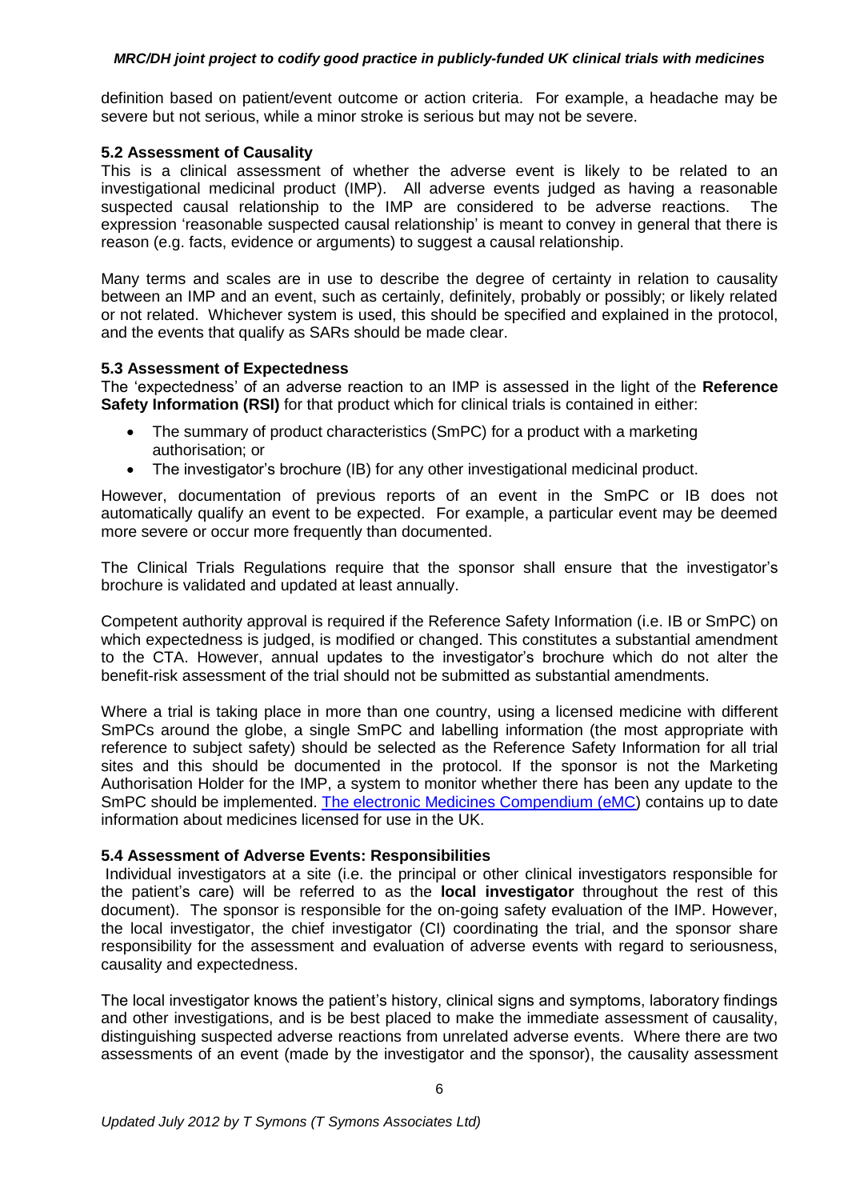definition based on patient/event outcome or action criteria. For example, a headache may be severe but not serious, while a minor stroke is serious but may not be severe.

### 5.2 Assessment of Causality

This is a clinical assessment of whether the adverse event is likely to be related to an investigational medicinal product (IMP). All adverse events judged as having a reasonable suspected causal relationship to the IMP are considered to be adverse reactions. The expression 'reasonable suspected causal relationship' is meant to convey in general that there is reason (e.g. facts, evidence or arguments) to suggest a causal relationship.

Many terms and scales are in use to describe the degree of certainty in relation to causality between an IMP and an event, such as certainly, definitely, probably or possibly; or likely related or not related. Whichever system is used, this should be specified and explained in the protocol, and the events that qualify as SARs should be made clear.

### 5.3 Assessment of Expectedness

The 'expectedness' of an adverse reaction to an IMP is assessed in the light of the **Reference Safety Information (RSI)** for that product which for clinical trials is contained in either:

- The summary of product characteristics (SmPC) for a product with a marketing authorisation; or
- The investigator's brochure (IB) for any other investigational medicinal product.

However, documentation of previous reports of an event in the SmPC or IB does not automatically qualify an event to be expected. For example, a particular event may be deemed more severe or occur more frequently than documented.

The Clinical Trials Regulations require that the sponsor shall ensure that the investigator's brochure is validated and updated at least annually.

Competent authority approval is required if the Reference Safety Information (i.e. IB or SmPC) on which expectedness is judged, is modified or changed. This constitutes a substantial amendment to the CTA. However, annual updates to the investigator's brochure which do not alter the benefit-risk assessment of the trial should not be submitted as substantial amendments.

Where a trial is taking place in more than one country, using a licensed medicine with different SmPCs around the globe, a single SmPC and labelling information (the most appropriate with reference to subject safety) should be selected as the Reference Safety Information for all trial sites and this should be documented in the protocol. If the sponsor is not the Marketing Authorisation Holder for the IMP, a system to monitor whether there has been any update to the SmPC should be implemented. The electronic Medicines Compendium (eMC) contains up to date information about medicines licensed for use in the UK.

### 5.4 Assessment of Adverse Events: Responsibilities

Individual investigators at a site (i.e. the principal or other clinical investigators responsible for the patient's care) will be referred to as the **local investigator** throughout the rest of this document). The sponsor is responsible for the on-going safety evaluation of the IMP. However, the local investigator, the chief investigator (CI) coordinating the trial, and the sponsor share responsibility for the assessment and evaluation of adverse events with regard to seriousness, causality and expectedness.

The local investigator knows the patient's history, clinical signs and symptoms, laboratory findings and other investigations, and is be best placed to make the immediate assessment of causality, distinguishing suspected adverse reactions from unrelated adverse events. Where there are two assessments of an event (made by the investigator and the sponsor), the causality assessment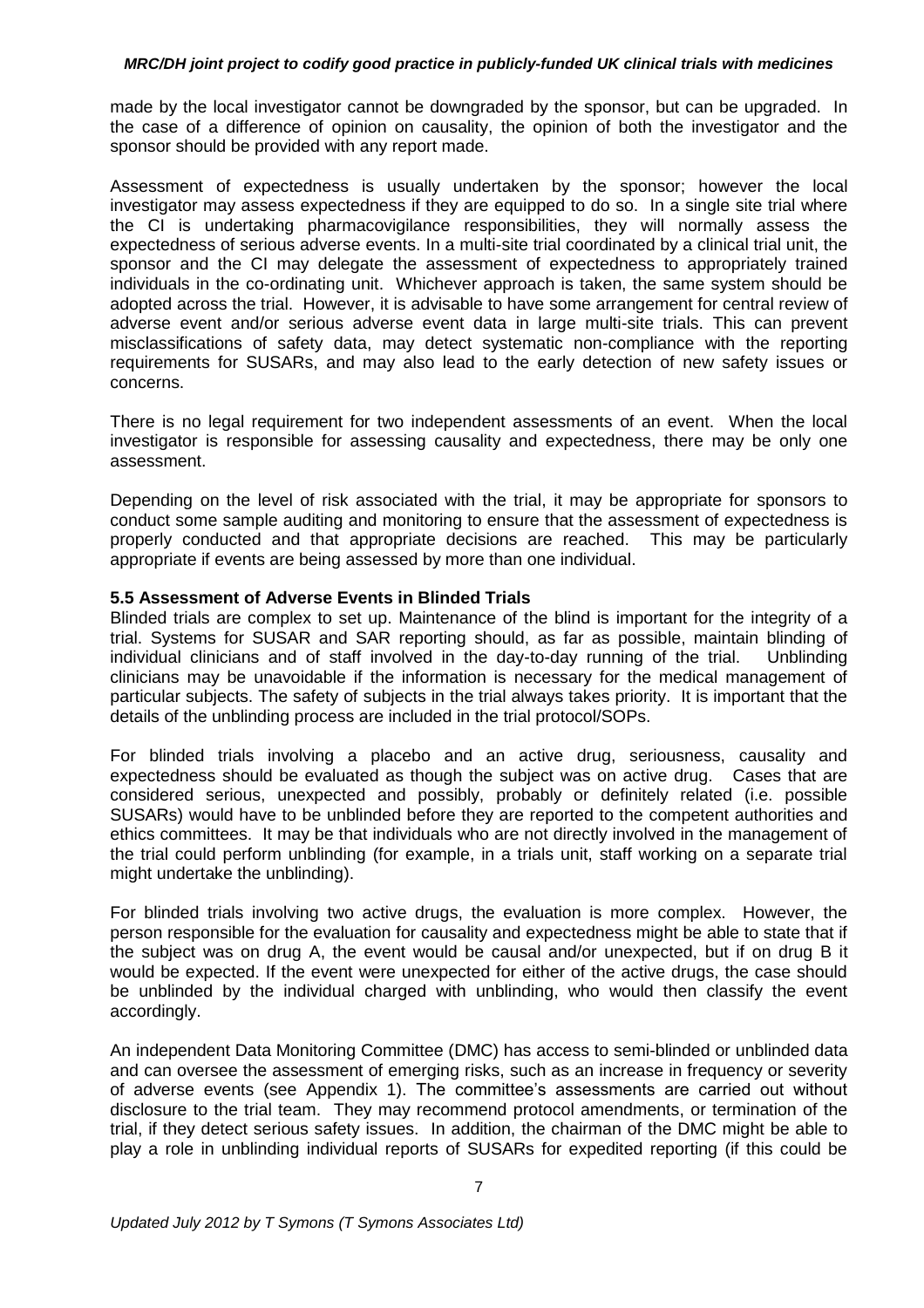made by the local investigator cannot be downgraded by the sponsor, but can be upgraded. In the case of a difference of opinion on causality, the opinion of both the investigator and the sponsor should be provided with any report made.

Assessment of expectedness is usually undertaken by the sponsor; however the local investigator may assess expectedness if they are equipped to do so. In a single site trial where the CI is undertaking pharmacovigilance responsibilities, they will normally assess the expectedness of serious adverse events. In a multi-site trial coordinated by a clinical trial unit, the sponsor and the CI may delegate the assessment of expectedness to appropriately trained individuals in the co-ordinating unit. Whichever approach is taken, the same system should be adopted across the trial. However, it is advisable to have some arrangement for central review of adverse event and/or serious adverse event data in large multi-site trials. This can prevent misclassifications of safety data, may detect systematic non-compliance with the reporting requirements for SUSARs, and may also lead to the early detection of new safety issues or concerns.

There is no legal requirement for two independent assessments of an event. When the local investigator is responsible for assessing causality and expectedness, there may be only one assessment.

Depending on the level of risk associated with the trial, it may be appropriate for sponsors to conduct some sample auditing and monitoring to ensure that the assessment of expectedness is properly conducted and that appropriate decisions are reached. This may be particularly appropriate if events are being assessed by more than one individual.

### 5.5 Assessment of Adverse Events in Blinded Trials

Blinded trials are complex to set up. Maintenance of the blind is important for the integrity of a trial. Systems for SUSAR and SAR reporting should, as far as possible, maintain blinding of individual clinicians and of staff involved in the day-to-day running of the trial. Unblinding clinicians may be unavoidable if the information is necessary for the medical management of particular subjects. The safety of subjects in the trial always takes priority. It is important that the details of the unblinding process are included in the trial protocol/SOPs.

For blinded trials involving a placebo and an active drug, seriousness, causality and expectedness should be evaluated as though the subject was on active drug. Cases that are considered serious, unexpected and possibly, probably or definitely related (i.e. possible SUSARs) would have to be unblinded before they are reported to the competent authorities and ethics committees. It may be that individuals who are not directly involved in the management of the trial could perform unblinding (for example, in a trials unit, staff working on a separate trial might undertake the unblinding).

For blinded trials involving two active drugs, the evaluation is more complex. However, the person responsible for the evaluation for causality and expectedness might be able to state that if the subject was on drug A, the event would be causal and/or unexpected, but if on drug B it would be expected. If the event were unexpected for either of the active drugs, the case should be unblinded by the individual charged with unblinding, who would then classify the event accordingly.

An independent Data Monitoring Committee (DMC) has access to semi-blinded or unblinded data and can oversee the assessment of emerging risks, such as an increase in frequency or severity of adverse events (see Appendix 1). The committee's assessments are carried out without disclosure to the trial team. They may recommend protocol amendments, or termination of the trial, if they detect serious safety issues. In addition, the chairman of the DMC might be able to play a role in unblinding individual reports of SUSARs for expedited reporting (if this could be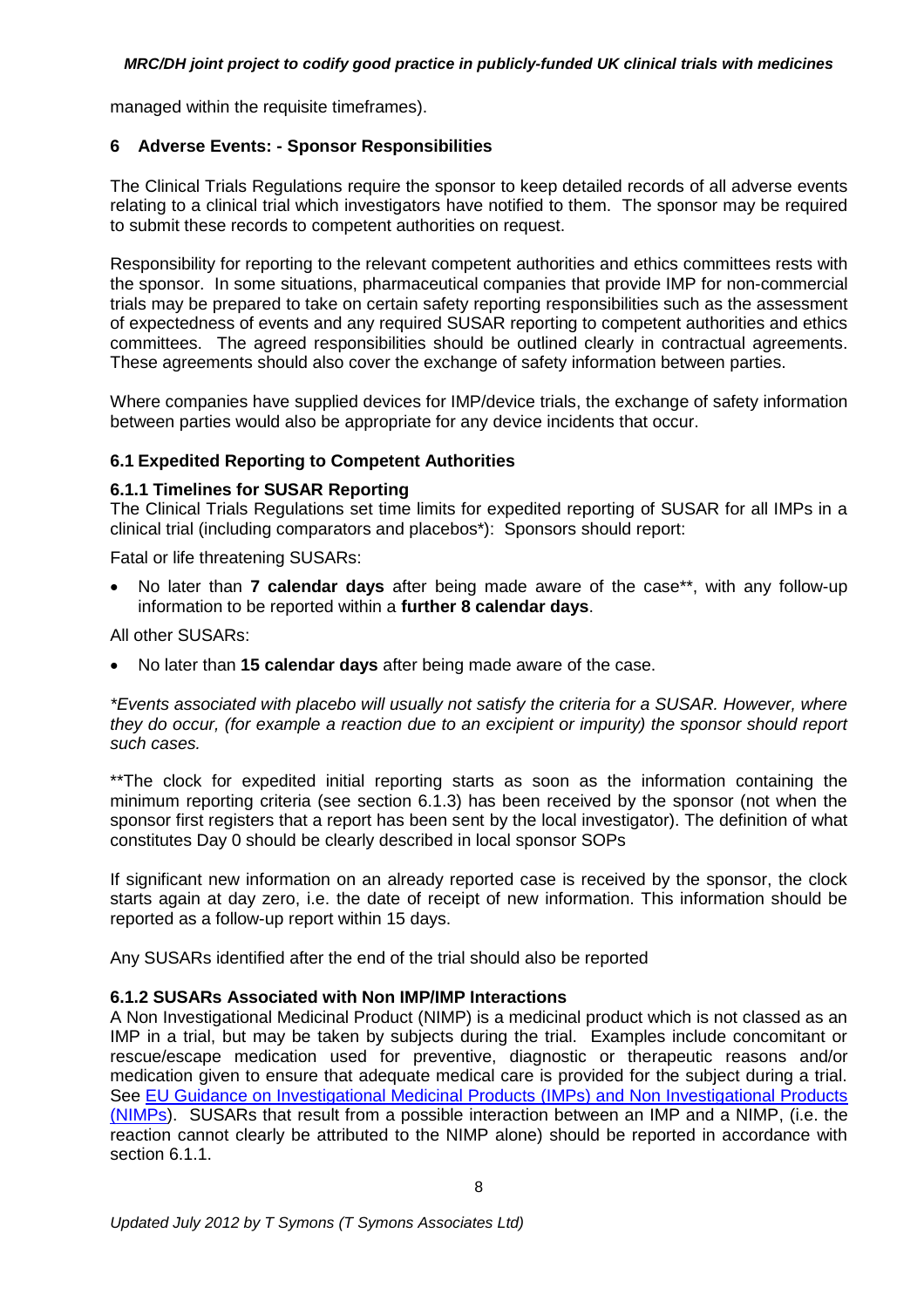managed within the requisite timeframes).

## 6 Adverse Events: - Sponsor Responsibilities

The Clinical Trials Regulations require the sponsor to keep detailed records of all adverse events relating to a clinical trial which investigators have notified to them. The sponsor may be required to submit these records to competent authorities on request.

Responsibility for reporting to the relevant competent authorities and ethics committees rests with the sponsor. In some situations, pharmaceutical companies that provide IMP for non-commercial trials may be prepared to take on certain safety reporting responsibilities such as the assessment of expectedness of events and any required SUSAR reporting to competent authorities and ethics committees. The agreed responsibilities should be outlined clearly in contractual agreements. These agreements should also cover the exchange of safety information between parties.

Where companies have supplied devices for IMP/device trials, the exchange of safety information between parties would also be appropriate for any device incidents that occur.

### 6.1 Expedited Reporting to Competent Authorities

#### 6.1.1 Timelines for SUSAR Reporting

The Clinical Trials Regulations set time limits for expedited reporting of SUSAR for all IMPs in a clinical trial (including comparators and placebos*): Sponsors should report:

Fatal or life threatening SUSARs:

- No later than **7 calendar days** after being made aware of the case**, with any follow-up information to be reported within a **further 8 calendar days**.

All other SUSARs:

- No later than **15 calendar days** after being made aware of the case.

*\*Events associated with placebo will usually not satisfy the criteria for a SUSAR. However, where they do occur, (for example a reaction due to an excipient or impurity) the sponsor should report such cases.*

**The clock for expedited initial reporting starts as soon as the information containing the minimum reporting criteria (see section 6.1.3) has been received by the sponsor (not when the sponsor first registers that a report has been sent by the local investigator). The definition of what constitutes Day 0 should be clearly described in local sponsor SOPs

If significant new information on an already reported case is received by the sponsor, the clock starts again at day zero, i.e. the date of receipt of new information. This information should be reported as a follow-up report within 15 days.

Any SUSARs identified after the end of the trial should also be reported

#### 6.1.2 SUSARs Associated with Non IMP/IMP Interactions

A Non Investigational Medicinal Product (NIMP) is a medicinal product which is not classed as an IMP in a trial, but may be taken by subjects during the trial. Examples include concomitant or rescue/escape medication used for preventive, diagnostic or therapeutic reasons and/or medication given to ensure that adequate medical care is provided for the subject during a trial. See EU Guidance on Investigational Medicinal Products (IMPs) and Non Investigational Products (NIMPs). SUSARs that result from a possible interaction between an IMP and a NIMP, (i.e. the reaction cannot clearly be attributed to the NIMP alone) should be reported in accordance with section 6.1.1.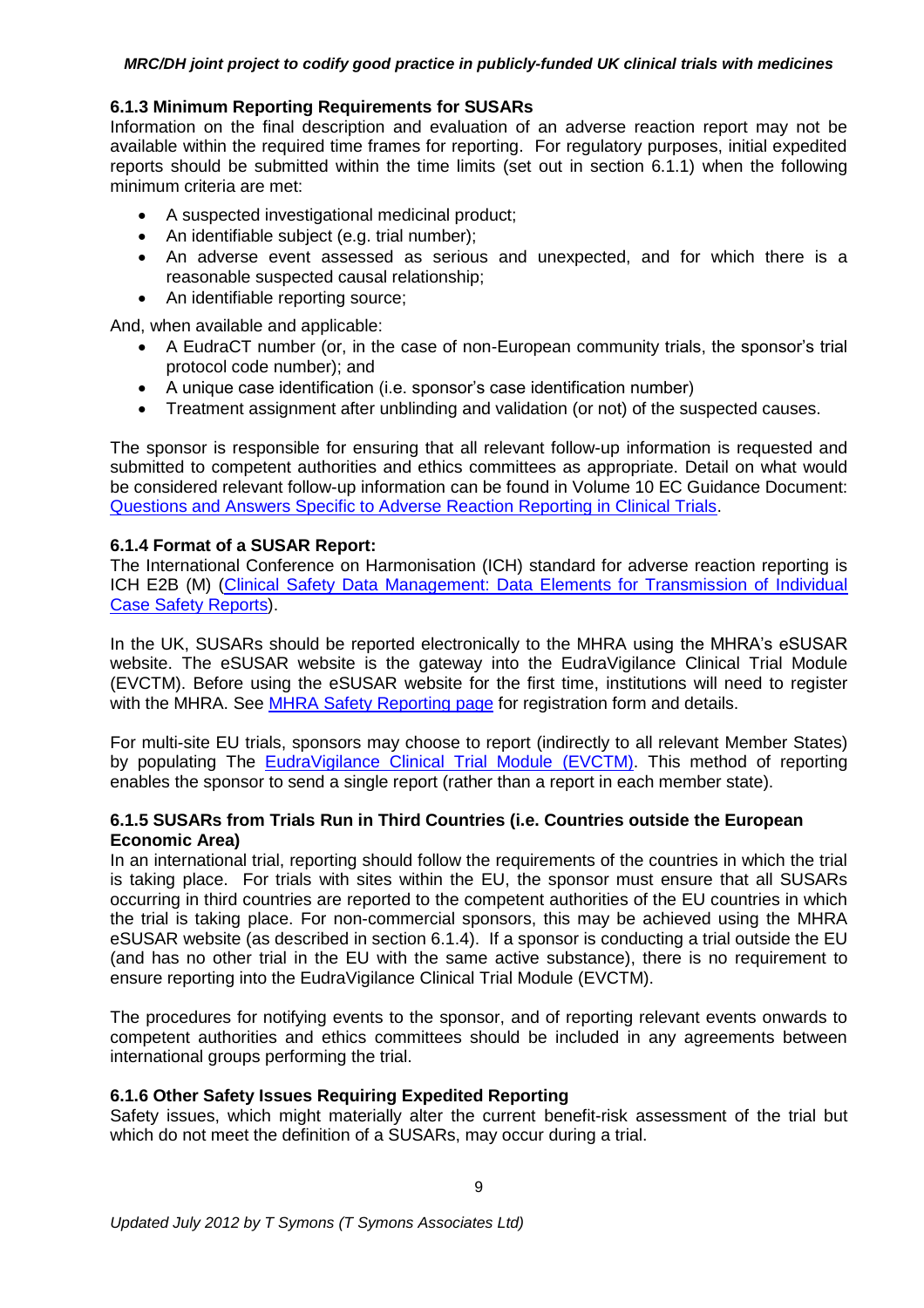### 6.1.3 Minimum Reporting Requirements for SUSARs

Information on the final description and evaluation of an adverse reaction report may not be available within the required time frames for reporting. For regulatory purposes, initial expedited reports should be submitted within the time limits (set out in section 6.1.1) when the following minimum criteria are met:

- A suspected investigational medicinal product;
- An identifiable subject (e.g. trial number);
- An adverse event assessed as serious and unexpected, and for which there is a reasonable suspected causal relationship;
- An identifiable reporting source;

And, when available and applicable:

- A EudraCT number (or, in the case of non-European community trials, the sponsor's trial protocol code number); and
- A unique case identification (i.e. sponsor's case identification number)
- Treatment assignment after unblinding and validation (or not) of the suspected causes.

The sponsor is responsible for ensuring that all relevant follow-up information is requested and submitted to competent authorities and ethics committees as appropriate. Detail on what would be considered relevant follow-up information can be found in Volume 10 EC Guidance Document: Questions and Answers Specific to Adverse Reaction Reporting in Clinical Trials.

### 6.1.4 Format of a SUSAR Report:

The International Conference on Harmonisation (ICH) standard for adverse reaction reporting is ICH E2B (M) (Clinical Safety Data Management: Data Elements for Transmission of Individual Case Safety Reports).

In the UK, SUSARs should be reported electronically to the MHRA using the MHRA's eSUSAR website. The eSUSAR website is the gateway into the EudraVigilance Clinical Trial Module (EVCTM). Before using the eSUSAR website for the first time, institutions will need to register with the MHRA. See MHRA Safety Reporting page for registration form and details.

For multi-site EU trials, sponsors may choose to report (indirectly to all relevant Member States) by populating The EudraVigilance Clinical Trial Module (EVCTM). This method of reporting enables the sponsor to send a single report (rather than a report in each member state).

### 6.1.5 SUSARs from Trials Run in Third Countries (i.e. Countries outside the European Economic Area)

In an international trial, reporting should follow the requirements of the countries in which the trial is taking place. For trials with sites within the EU, the sponsor must ensure that all SUSARs occurring in third countries are reported to the competent authorities of the EU countries in which the trial is taking place. For non-commercial sponsors, this may be achieved using the MHRA eSUSAR website (as described in section 6.1.4). If a sponsor is conducting a trial outside the EU (and has no other trial in the EU with the same active substance), there is no requirement to ensure reporting into the EudraVigilance Clinical Trial Module (EVCTM).

The procedures for notifying events to the sponsor, and of reporting relevant events onwards to competent authorities and ethics committees should be included in any agreements between international groups performing the trial.

### 6.1.6 Other Safety Issues Requiring Expedited Reporting

Safety issues, which might materially alter the current benefit-risk assessment of the trial but which do not meet the definition of a SUSARs, may occur during a trial.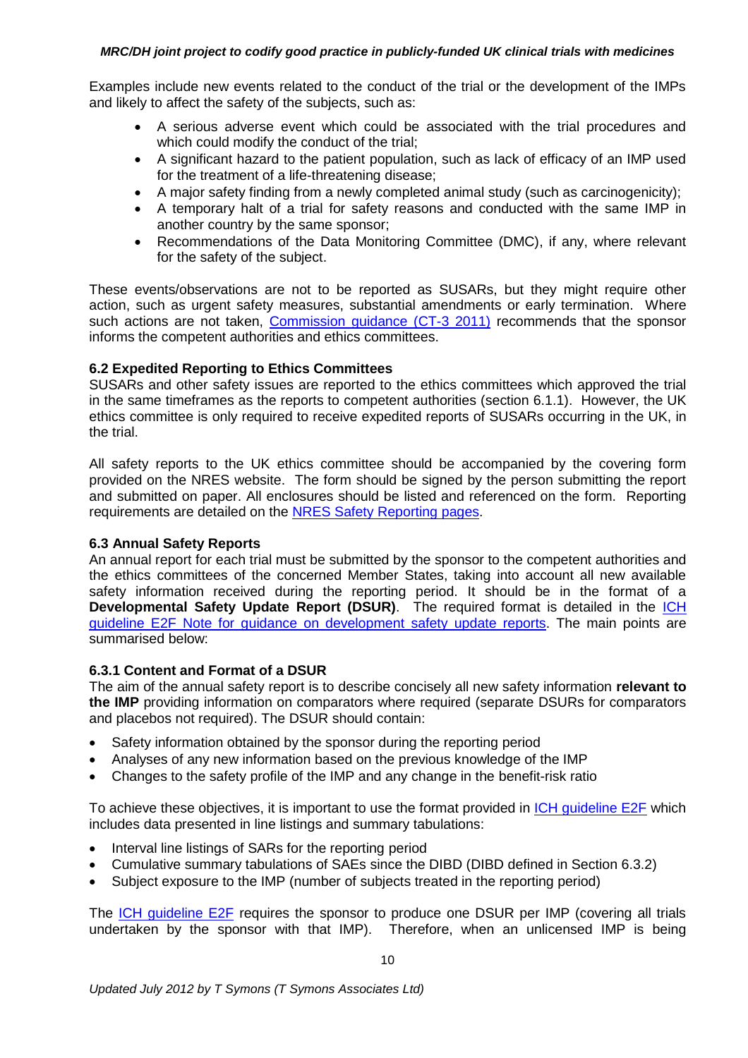Examples include new events related to the conduct of the trial or the development of the IMPs and likely to affect the safety of the subjects, such as:

- A serious adverse event which could be associated with the trial procedures and which could modify the conduct of the trial;
- A significant hazard to the patient population, such as lack of efficacy of an IMP used for the treatment of a life-threatening disease;
- A major safety finding from a newly completed animal study (such as carcinogenicity);
- A temporary halt of a trial for safety reasons and conducted with the same IMP in another country by the same sponsor;
- Recommendations of the Data Monitoring Committee (DMC), if any, where relevant for the safety of the subject.

These events/observations are not to be reported as SUSARs, but they might require other action, such as urgent safety measures, substantial amendments or early termination. Where such actions are not taken, Commission guidance (CT-3 2011) recommends that the sponsor informs the competent authorities and ethics committees.

### 6.2 Expedited Reporting to Ethics Committees

SUSARs and other safety issues are reported to the ethics committees which approved the trial in the same timeframes as the reports to competent authorities (section 6.1.1). However, the UK ethics committee is only required to receive expedited reports of SUSARs occurring in the UK, in the trial.

All safety reports to the UK ethics committee should be accompanied by the covering form provided on the NRES website. The form should be signed by the person submitting the report and submitted on paper. All enclosures should be listed and referenced on the form. Reporting requirements are detailed on the NRES Safety Reporting pages.

### 6.3 Annual Safety Reports

An annual report for each trial must be submitted by the sponsor to the competent authorities and the ethics committees of the concerned Member States, taking into account all new available safety information received during the reporting period. It should be in the format of a **Developmental Safety Update Report (DSUR)**. The required format is detailed in the ICH guideline E2F Note for guidance on development safety update reports. The main points are summarised below:

#### 6.3.1 Content and Format of a DSUR

The aim of the annual safety report is to describe concisely all new safety information **relevant to the IMP** providing information on comparators where required (separate DSURs for comparators and placebos not required). The DSUR should contain:

- Safety information obtained by the sponsor during the reporting period
- Analyses of any new information based on the previous knowledge of the IMP
- Changes to the safety profile of the IMP and any change in the benefit-risk ratio

To achieve these objectives, it is important to use the format provided in ICH guideline E2F which includes data presented in line listings and summary tabulations:

- Interval line listings of SARs for the reporting period
- Cumulative summary tabulations of SAEs since the DIBD (DIBD defined in Section 6.3.2)
- Subject exposure to the IMP (number of subjects treated in the reporting period)

The ICH guideline E2F requires the sponsor to produce one DSUR per IMP (covering all trials undertaken by the sponsor with that IMP). Therefore, when an unlicensed IMP is being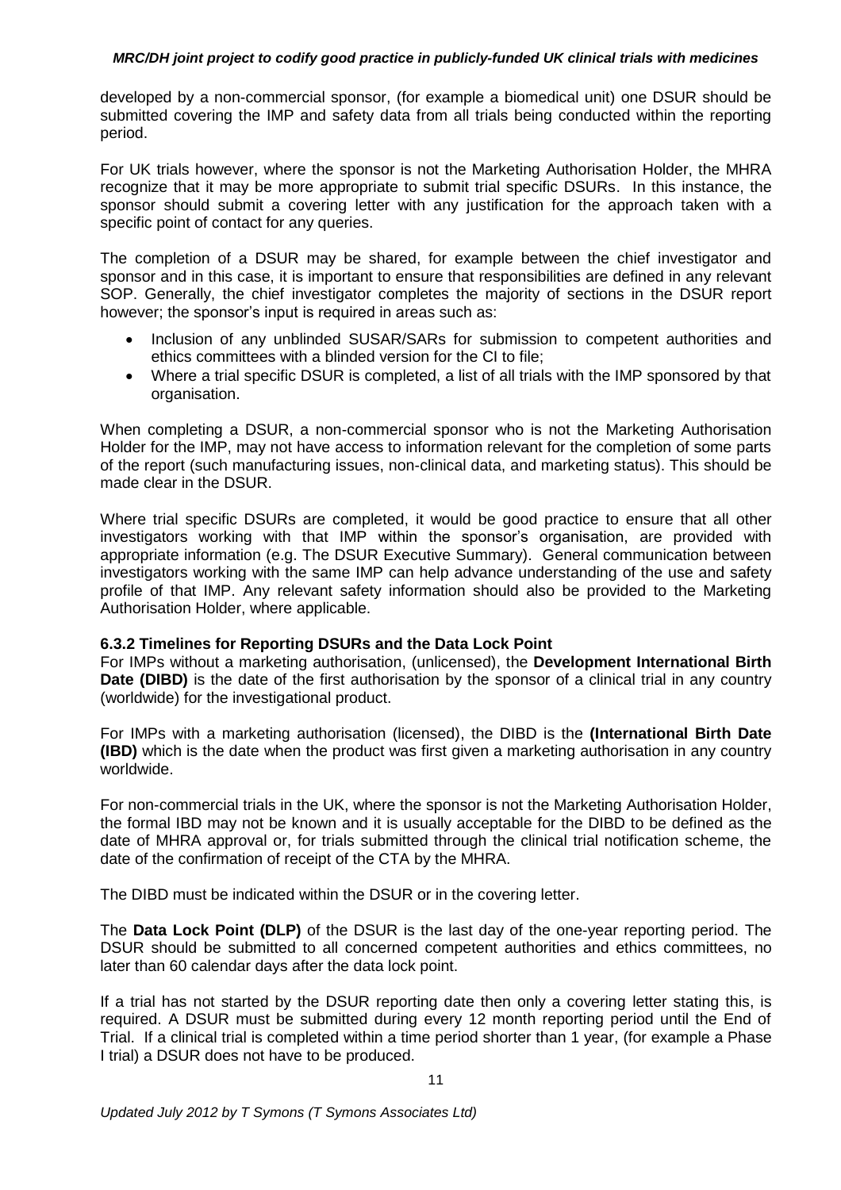developed by a non-commercial sponsor, (for example a biomedical unit) one DSUR should be submitted covering the IMP and safety data from all trials being conducted within the reporting period.

For UK trials however, where the sponsor is not the Marketing Authorisation Holder, the MHRA recognize that it may be more appropriate to submit trial specific DSURs. In this instance, the sponsor should submit a covering letter with any justification for the approach taken with a specific point of contact for any queries.

The completion of a DSUR may be shared, for example between the chief investigator and sponsor and in this case, it is important to ensure that responsibilities are defined in any relevant SOP. Generally, the chief investigator completes the majority of sections in the DSUR report however; the sponsor's input is required in areas such as:

- Inclusion of any unblinded SUSAR/SARs for submission to competent authorities and ethics committees with a blinded version for the CI to file;
- Where a trial specific DSUR is completed, a list of all trials with the IMP sponsored by that organisation.

When completing a DSUR, a non-commercial sponsor who is not the Marketing Authorisation Holder for the IMP, may not have access to information relevant for the completion of some parts of the report (such manufacturing issues, non-clinical data, and marketing status). This should be made clear in the DSUR.

Where trial specific DSURs are completed, it would be good practice to ensure that all other investigators working with that IMP within the sponsor's organisation, are provided with appropriate information (e.g. The DSUR Executive Summary). General communication between investigators working with the same IMP can help advance understanding of the use and safety profile of that IMP. Any relevant safety information should also be provided to the Marketing Authorisation Holder, where applicable.

### 6.3.2 Timelines for Reporting DSURs and the Data Lock Point

For IMPs without a marketing authorisation, (unlicensed), the **Development International Birth Date (DIBD)** is the date of the first authorisation by the sponsor of a clinical trial in any country (worldwide) for the investigational product.

For IMPs with a marketing authorisation (licensed), the DIBD is the **(International Birth Date (IBD)** which is the date when the product was first given a marketing authorisation in any country worldwide.

For non-commercial trials in the UK, where the sponsor is not the Marketing Authorisation Holder, the formal IBD may not be known and it is usually acceptable for the DIBD to be defined as the date of MHRA approval or, for trials submitted through the clinical trial notification scheme, the date of the confirmation of receipt of the CTA by the MHRA.

The DIBD must be indicated within the DSUR or in the covering letter.

The **Data Lock Point (DLP)** of the DSUR is the last day of the one-year reporting period. The DSUR should be submitted to all concerned competent authorities and ethics committees, no later than 60 calendar days after the data lock point.

If a trial has not started by the DSUR reporting date then only a covering letter stating this, is required. A DSUR must be submitted during every 12 month reporting period until the End of Trial. If a clinical trial is completed within a time period shorter than 1 year, (for example a Phase I trial) a DSUR does not have to be produced.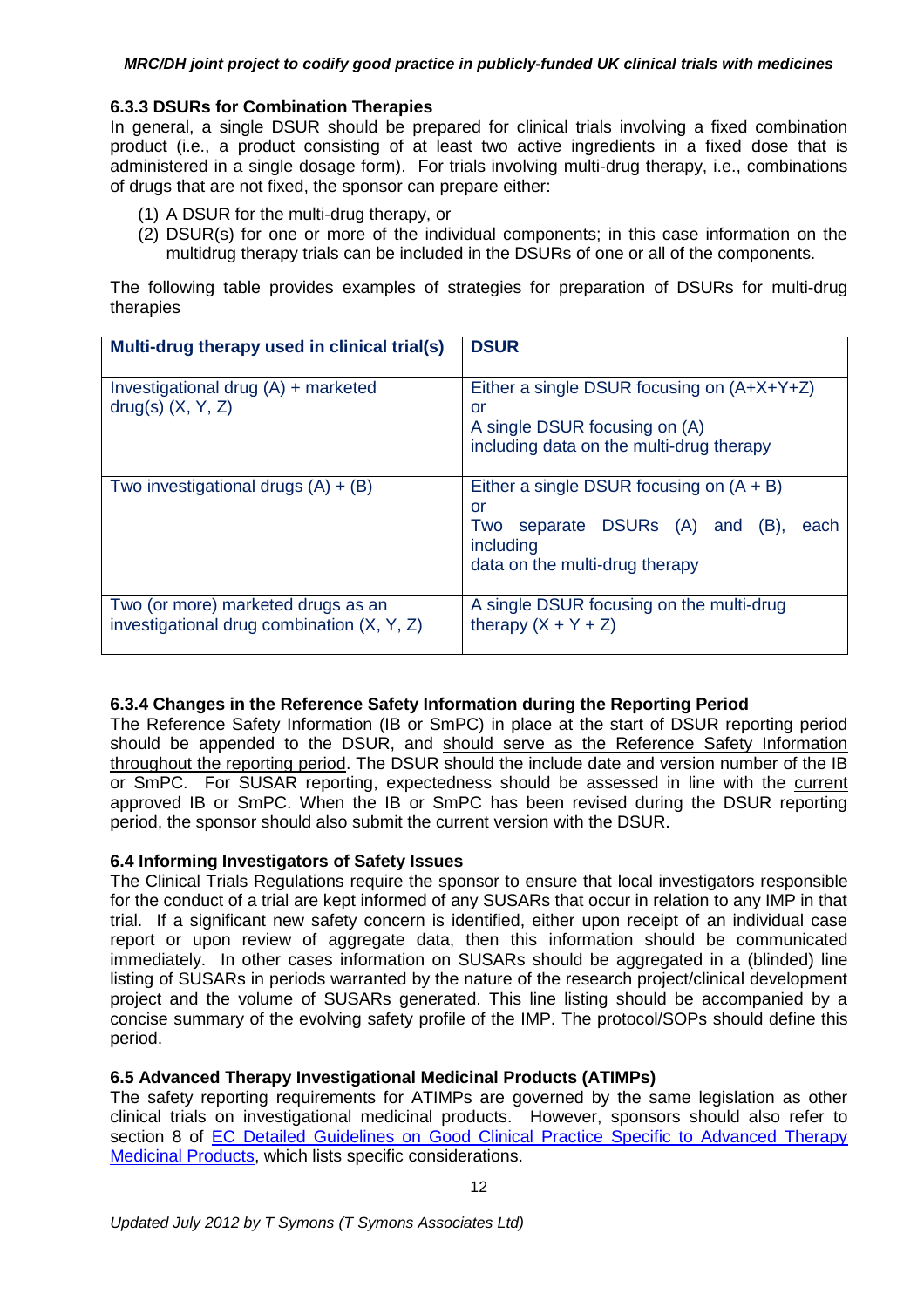### 6.3.3 DSURs for Combination Therapies

In general, a single DSUR should be prepared for clinical trials involving a fixed combination product (i.e., a product consisting of at least two active ingredients in a fixed dose that is administered in a single dosage form). For trials involving multi-drug therapy, i.e., combinations of drugs that are not fixed, the sponsor can prepare either:

(1) A DSUR for the multi-drug therapy, or
(2) DSUR(s) for one or more of the individual components; in this case information on the multidrug therapy trials can be included in the DSURs of one or all of the components.

The following table provides examples of strategies for preparation of DSURs for multi-drug therapies

| Multi-drug therapy used in clinical trial(s) | DSUR |
|---|---|
| Investigational drug (A) + marketed drug(s) (X, Y, Z) | Either a single DSUR focusing on (A+X+Y+Z) or A single DSUR focusing on (A) including data on the multi-drug therapy |
| Two investigational drugs (A) + (B) | Either a single DSUR focusing on (A + B) or Two separate DSURs (A) and (B), each including data on the multi-drug therapy |
| Two (or more) marketed drugs as an investigational drug combination (X, Y, Z) | A single DSUR focusing on the multi-drug therapy (X + Y + Z) |

### 6.3.4 Changes in the Reference Safety Information during the Reporting Period

The Reference Safety Information (IB or SmPC) in place at the start of DSUR reporting period should be appended to the DSUR, and <u>should serve as the Reference Safety Information throughout the reporting period</u>. The DSUR should the include date and version number of the IB or SmPC. For SUSAR reporting, expectedness should be assessed in line with the <u>current</u> approved IB or SmPC. When the IB or SmPC has been revised during the DSUR reporting period, the sponsor should also submit the current version with the DSUR.

### 6.4 Informing Investigators of Safety Issues

The Clinical Trials Regulations require the sponsor to ensure that local investigators responsible for the conduct of a trial are kept informed of any SUSARs that occur in relation to any IMP in that trial. If a significant new safety concern is identified, either upon receipt of an individual case report or upon review of aggregate data, then this information should be communicated immediately. In other cases information on SUSARs should be aggregated in a (blinded) line listing of SUSARs in periods warranted by the nature of the research project/clinical development project and the volume of SUSARs generated. This line listing should be accompanied by a concise summary of the evolving safety profile of the IMP. The protocol/SOPs should define this period.

### 6.5 Advanced Therapy Investigational Medicinal Products (ATIMPs)

The safety reporting requirements for ATIMPs are governed by the same legislation as other clinical trials on investigational medicinal products. However, sponsors should also refer to section 8 of EC Detailed Guidelines on Good Clinical Practice Specific to Advanced Therapy Medicinal Products, which lists specific considerations.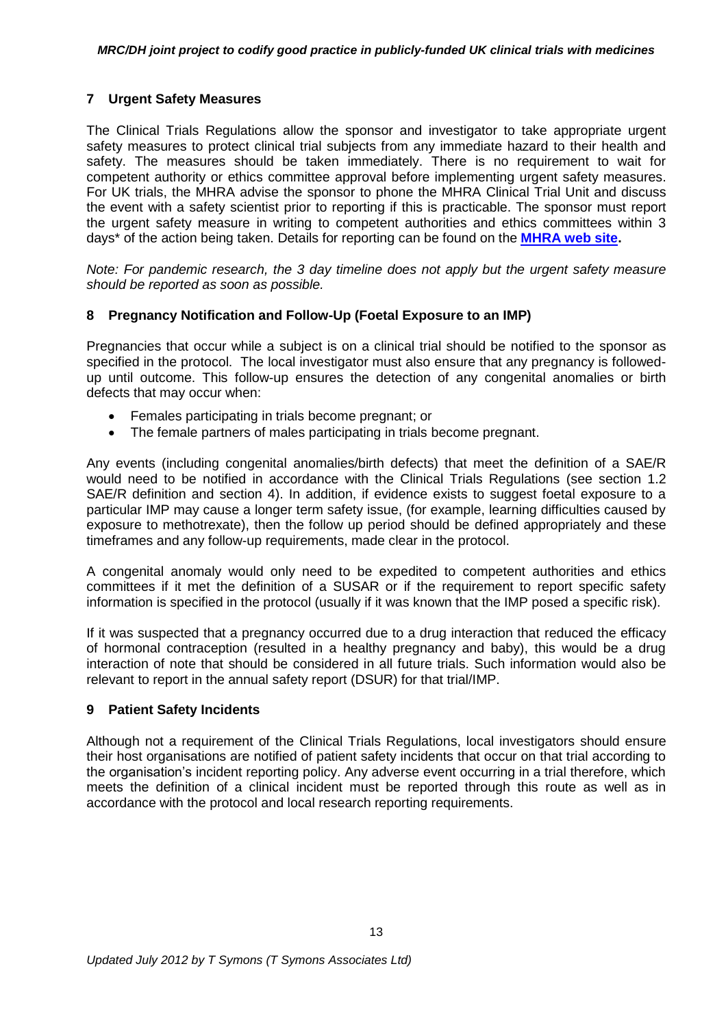## 7 Urgent Safety Measures

The Clinical Trials Regulations allow the sponsor and investigator to take appropriate urgent safety measures to protect clinical trial subjects from any immediate hazard to their health and safety. The measures should be taken immediately. There is no requirement to wait for competent authority or ethics committee approval before implementing urgent safety measures. For UK trials, the MHRA advise the sponsor to phone the MHRA Clinical Trial Unit and discuss the event with a safety scientist prior to reporting if this is practicable. The sponsor must report the urgent safety measure in writing to competent authorities and ethics committees within 3 days* of the action being taken. Details for reporting can be found on the **MHRA web site.**

*Note: For pandemic research, the 3 day timeline does not apply but the urgent safety measure should be reported as soon as possible.*

## 8 Pregnancy Notification and Follow-Up (Foetal Exposure to an IMP)

Pregnancies that occur while a subject is on a clinical trial should be notified to the sponsor as specified in the protocol. The local investigator must also ensure that any pregnancy is followed-up until outcome. This follow-up ensures the detection of any congenital anomalies or birth defects that may occur when:

- Females participating in trials become pregnant; or
- The female partners of males participating in trials become pregnant.

Any events (including congenital anomalies/birth defects) that meet the definition of a SAE/R would need to be notified in accordance with the Clinical Trials Regulations (see section 1.2 SAE/R definition and section 4). In addition, if evidence exists to suggest foetal exposure to a particular IMP may cause a longer term safety issue, (for example, learning difficulties caused by exposure to methotrexate), then the follow up period should be defined appropriately and these timeframes and any follow-up requirements, made clear in the protocol.

A congenital anomaly would only need to be expedited to competent authorities and ethics committees if it met the definition of a SUSAR or if the requirement to report specific safety information is specified in the protocol (usually if it was known that the IMP posed a specific risk).

If it was suspected that a pregnancy occurred due to a drug interaction that reduced the efficacy of hormonal contraception (resulted in a healthy pregnancy and baby), this would be a drug interaction of note that should be considered in all future trials. Such information would also be relevant to report in the annual safety report (DSUR) for that trial/IMP.

## 9 Patient Safety Incidents

Although not a requirement of the Clinical Trials Regulations, local investigators should ensure their host organisations are notified of patient safety incidents that occur on that trial according to the organisation's incident reporting policy. Any adverse event occurring in a trial therefore, which meets the definition of a clinical incident must be reported through this route as well as in accordance with the protocol and local research reporting requirements.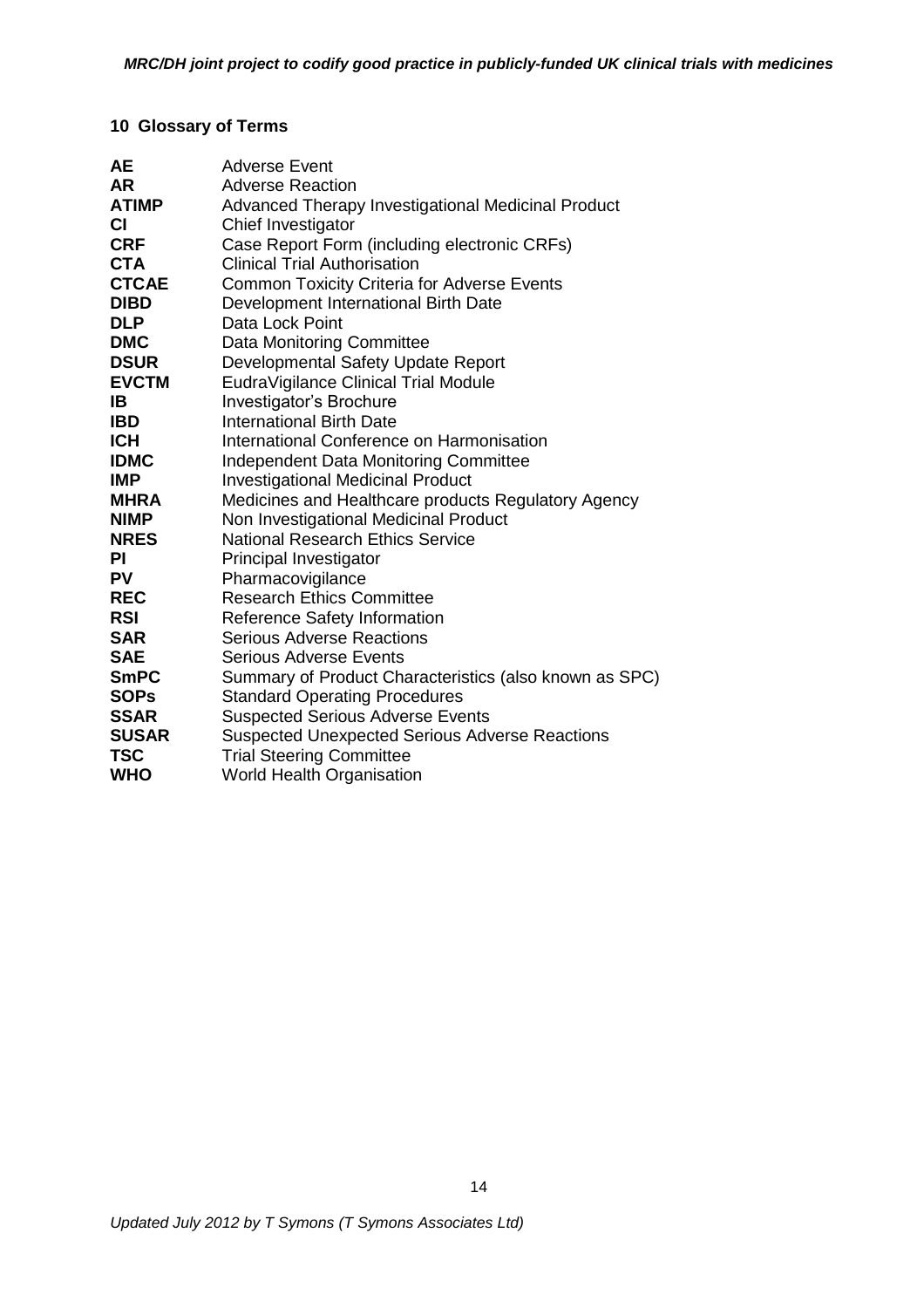## 10 Glossary of Terms

| | |
|---|---|
| **AE** | Adverse Event |
| **AR** | Adverse Reaction |
| **ATIMP** | Advanced Therapy Investigational Medicinal Product |
| **CI** | Chief Investigator |
| **CRF** | Case Report Form (including electronic CRFs) |
| **CTA** | Clinical Trial Authorisation |
| **CTCAE** | Common Toxicity Criteria for Adverse Events |
| **DIBD** | Development International Birth Date |
| **DLP** | Data Lock Point |
| **DMC** | Data Monitoring Committee |
| **DSUR** | Developmental Safety Update Report |
| **EVCTM** | EudraVigilance Clinical Trial Module |
| **IB** | Investigator's Brochure |
| **IBD** | International Birth Date |
| **ICH** | International Conference on Harmonisation |
| **IDMC** | Independent Data Monitoring Committee |
| **IMP** | Investigational Medicinal Product |
| **MHRA** | Medicines and Healthcare products Regulatory Agency |
| **NIMP** | Non Investigational Medicinal Product |
| **NRES** | National Research Ethics Service |
| **PI** | Principal Investigator |
| **PV** | Pharmacovigilance |
| **REC** | Research Ethics Committee |
| **RSI** | Reference Safety Information |
| **SAR** | Serious Adverse Reactions |
| **SAE** | Serious Adverse Events |
| **SmPC** | Summary of Product Characteristics (also known as SPC) |
| **SOPs** | Standard Operating Procedures |
| **SSAR** | Suspected Serious Adverse Events |
| **SUSAR** | Suspected Unexpected Serious Adverse Reactions |
| **TSC** | Trial Steering Committee |
| **WHO** | World Health Organisation |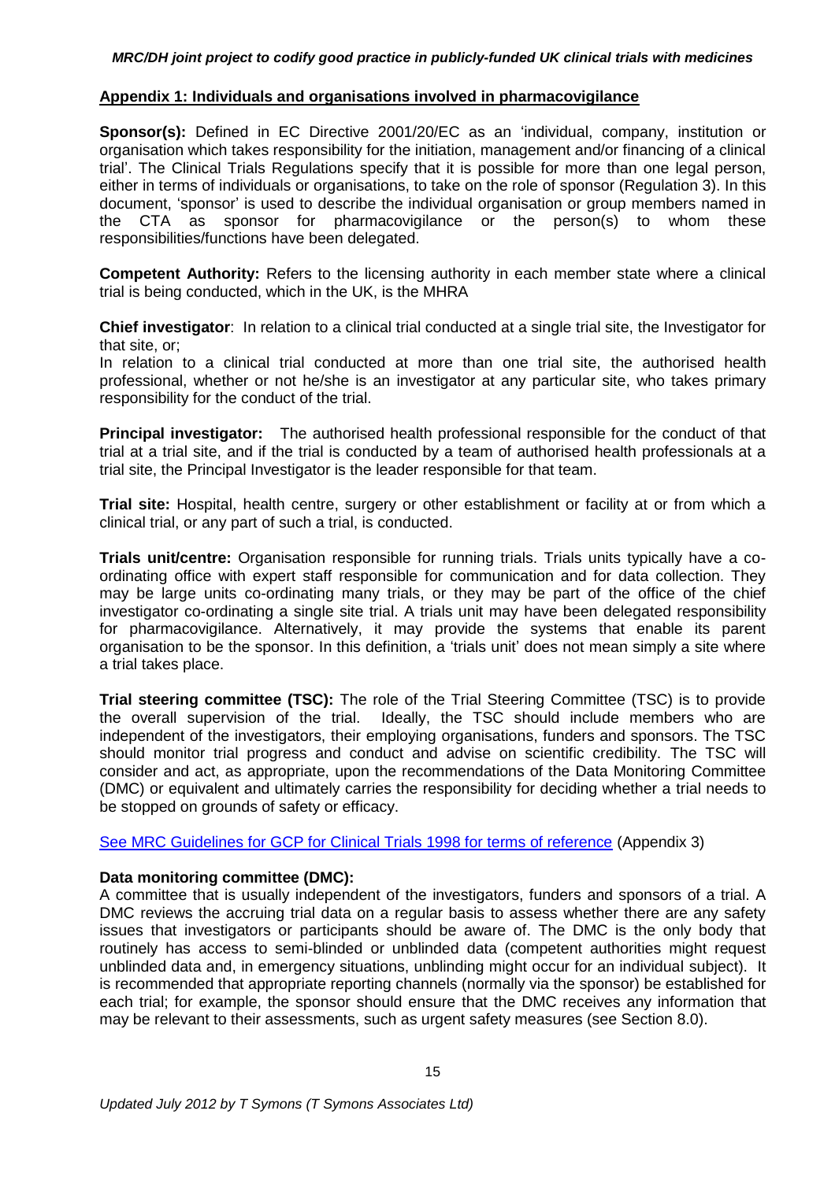## Appendix 1: Individuals and organisations involved in pharmacovigilance

**Sponsor(s):** Defined in EC Directive 2001/20/EC as an 'individual, company, institution or organisation which takes responsibility for the initiation, management and/or financing of a clinical trial'. The Clinical Trials Regulations specify that it is possible for more than one legal person, either in terms of individuals or organisations, to take on the role of sponsor (Regulation 3). In this document, 'sponsor' is used to describe the individual organisation or group members named in the CTA as sponsor for pharmacovigilance or the person(s) to whom these responsibilities/functions have been delegated.

**Competent Authority:** Refers to the licensing authority in each member state where a clinical trial is being conducted, which in the UK, is the MHRA

**Chief investigator**: In relation to a clinical trial conducted at a single trial site, the Investigator for that site, or;

In relation to a clinical trial conducted at more than one trial site, the authorised health professional, whether or not he/she is an investigator at any particular site, who takes primary responsibility for the conduct of the trial.

**Principal investigator:** The authorised health professional responsible for the conduct of that trial at a trial site, and if the trial is conducted by a team of authorised health professionals at a trial site, the Principal Investigator is the leader responsible for that team.

**Trial site:** Hospital, health centre, surgery or other establishment or facility at or from which a clinical trial, or any part of such a trial, is conducted.

**Trials unit/centre:** Organisation responsible for running trials. Trials units typically have a co-ordinating office with expert staff responsible for communication and for data collection. They may be large units co-ordinating many trials, or they may be part of the office of the chief investigator co-ordinating a single site trial. A trials unit may have been delegated responsibility for pharmacovigilance. Alternatively, it may provide the systems that enable its parent organisation to be the sponsor. In this definition, a 'trials unit' does not mean simply a site where a trial takes place.

**Trial steering committee (TSC):** The role of the Trial Steering Committee (TSC) is to provide the overall supervision of the trial. Ideally, the TSC should include members who are independent of the investigators, their employing organisations, funders and sponsors. The TSC should monitor trial progress and conduct and advise on scientific credibility. The TSC will consider and act, as appropriate, upon the recommendations of the Data Monitoring Committee (DMC) or equivalent and ultimately carries the responsibility for deciding whether a trial needs to be stopped on grounds of safety or efficacy.

See MRC Guidelines for GCP for Clinical Trials 1998 for terms of reference (Appendix 3)

**Data monitoring committee (DMC):**

A committee that is usually independent of the investigators, funders and sponsors of a trial. A DMC reviews the accruing trial data on a regular basis to assess whether there are any safety issues that investigators or participants should be aware of. The DMC is the only body that routinely has access to semi-blinded or unblinded data (competent authorities might request unblinded data and, in emergency situations, unblinding might occur for an individual subject). It is recommended that appropriate reporting channels (normally via the sponsor) be established for each trial; for example, the sponsor should ensure that the DMC receives any information that may be relevant to their assessments, such as urgent safety measures (see Section 8.0).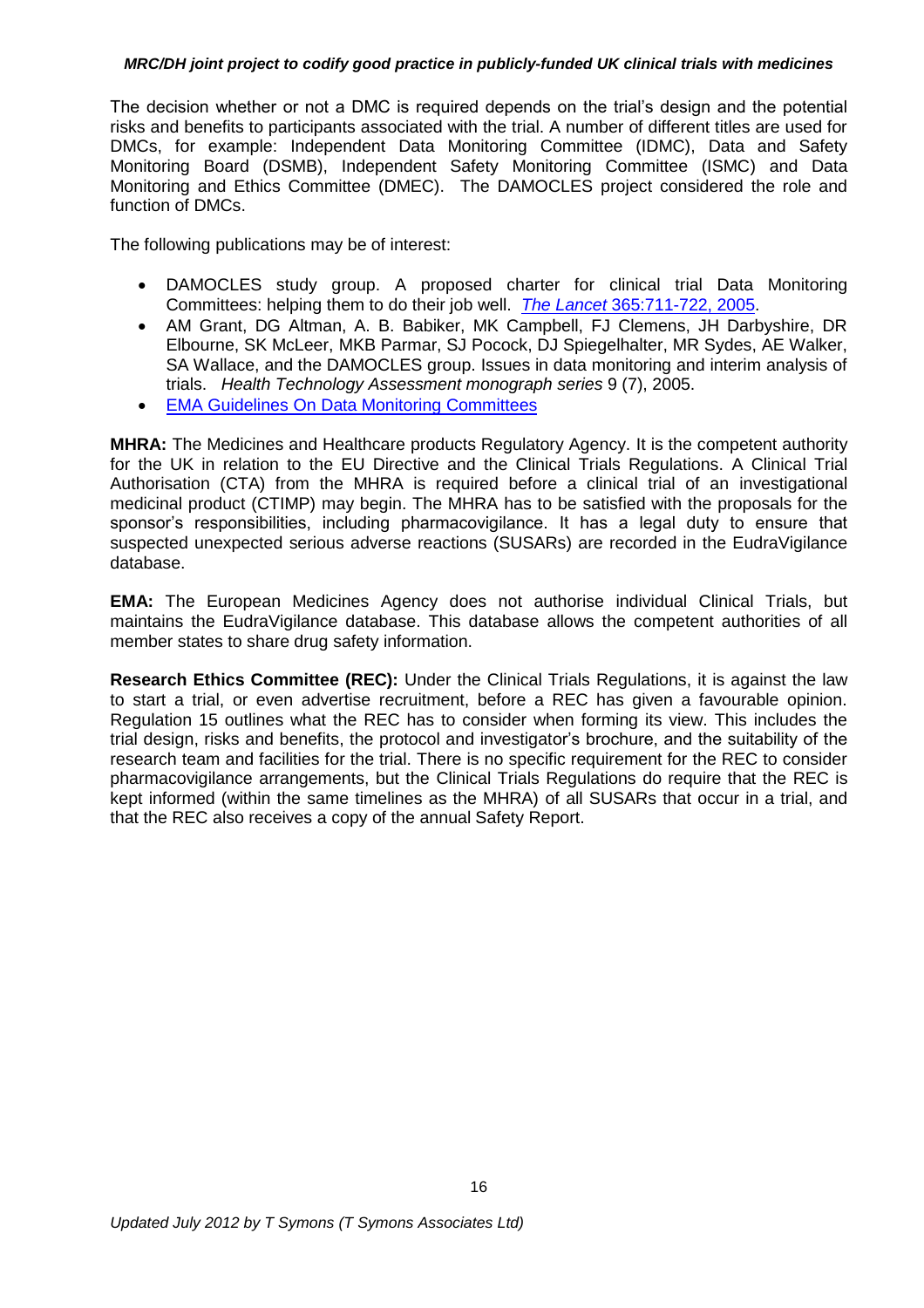The decision whether or not a DMC is required depends on the trial's design and the potential risks and benefits to participants associated with the trial. A number of different titles are used for DMCs, for example: Independent Data Monitoring Committee (IDMC), Data and Safety Monitoring Board (DSMB), Independent Safety Monitoring Committee (ISMC) and Data Monitoring and Ethics Committee (DMEC). The DAMOCLES project considered the role and function of DMCs.

The following publications may be of interest:

- DAMOCLES study group. A proposed charter for clinical trial Data Monitoring Committees: helping them to do their job well. *The Lancet* 365:711-722, 2005.
- AM Grant, DG Altman, A. B. Babiker, MK Campbell, FJ Clemens, JH Darbyshire, DR Elbourne, SK McLeer, MKB Parmar, SJ Pocock, DJ Spiegelhalter, MR Sydes, AE Walker, SA Wallace, and the DAMOCLES group. Issues in data monitoring and interim analysis of trials. *Health Technology Assessment monograph series* 9 (7), 2005.
- EMA Guidelines On Data Monitoring Committees

**MHRA:** The Medicines and Healthcare products Regulatory Agency. It is the competent authority for the UK in relation to the EU Directive and the Clinical Trials Regulations. A Clinical Trial Authorisation (CTA) from the MHRA is required before a clinical trial of an investigational medicinal product (CTIMP) may begin. The MHRA has to be satisfied with the proposals for the sponsor's responsibilities, including pharmacovigilance. It has a legal duty to ensure that suspected unexpected serious adverse reactions (SUSARs) are recorded in the EudraVigilance database.

**EMA:** The European Medicines Agency does not authorise individual Clinical Trials, but maintains the EudraVigilance database. This database allows the competent authorities of all member states to share drug safety information.

**Research Ethics Committee (REC):** Under the Clinical Trials Regulations, it is against the law to start a trial, or even advertise recruitment, before a REC has given a favourable opinion. Regulation 15 outlines what the REC has to consider when forming its view. This includes the trial design, risks and benefits, the protocol and investigator's brochure, and the suitability of the research team and facilities for the trial. There is no specific requirement for the REC to consider pharmacovigilance arrangements, but the Clinical Trials Regulations do require that the REC is kept informed (within the same timelines as the MHRA) of all SUSARs that occur in a trial, and that the REC also receives a copy of the annual Safety Report.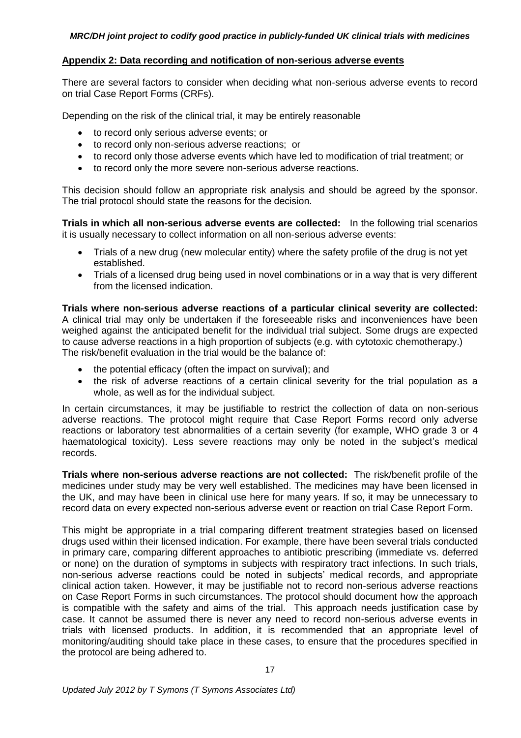## Appendix 2: Data recording and notification of non-serious adverse events

There are several factors to consider when deciding what non-serious adverse events to record on trial Case Report Forms (CRFs).

Depending on the risk of the clinical trial, it may be entirely reasonable

- to record only serious adverse events; or
- to record only non-serious adverse reactions; or
- to record only those adverse events which have led to modification of trial treatment; or
- to record only the more severe non-serious adverse reactions.

This decision should follow an appropriate risk analysis and should be agreed by the sponsor. The trial protocol should state the reasons for the decision.

**Trials in which all non-serious adverse events are collected:** In the following trial scenarios it is usually necessary to collect information on all non-serious adverse events:

- Trials of a new drug (new molecular entity) where the safety profile of the drug is not yet established.
- Trials of a licensed drug being used in novel combinations or in a way that is very different from the licensed indication.

**Trials where non-serious adverse reactions of a particular clinical severity are collected:** A clinical trial may only be undertaken if the foreseeable risks and inconveniences have been weighed against the anticipated benefit for the individual trial subject. Some drugs are expected to cause adverse reactions in a high proportion of subjects (e.g. with cytotoxic chemotherapy.) The risk/benefit evaluation in the trial would be the balance of:

- the potential efficacy (often the impact on survival); and
- the risk of adverse reactions of a certain clinical severity for the trial population as a whole, as well as for the individual subject.

In certain circumstances, it may be justifiable to restrict the collection of data on non-serious adverse reactions. The protocol might require that Case Report Forms record only adverse reactions or laboratory test abnormalities of a certain severity (for example, WHO grade 3 or 4 haematological toxicity). Less severe reactions may only be noted in the subject's medical records.

**Trials where non-serious adverse reactions are not collected:** The risk/benefit profile of the medicines under study may be very well established. The medicines may have been licensed in the UK, and may have been in clinical use here for many years. If so, it may be unnecessary to record data on every expected non-serious adverse event or reaction on trial Case Report Form.

This might be appropriate in a trial comparing different treatment strategies based on licensed drugs used within their licensed indication. For example, there have been several trials conducted in primary care, comparing different approaches to antibiotic prescribing (immediate vs. deferred or none) on the duration of symptoms in subjects with respiratory tract infections. In such trials, non-serious adverse reactions could be noted in subjects' medical records, and appropriate clinical action taken. However, it may be justifiable not to record non-serious adverse reactions on Case Report Forms in such circumstances. The protocol should document how the approach is compatible with the safety and aims of the trial. This approach needs justification case by case. It cannot be assumed there is never any need to record non-serious adverse events in trials with licensed products. In addition, it is recommended that an appropriate level of monitoring/auditing should take place in these cases, to ensure that the procedures specified in the protocol are being adhered to.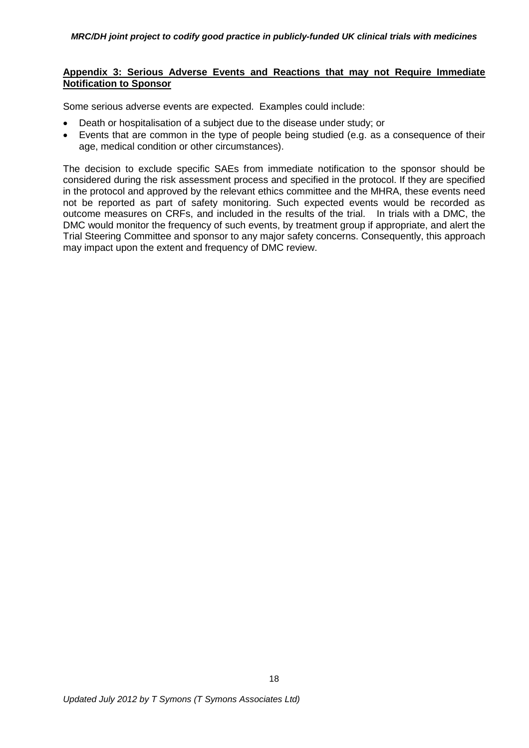## Appendix 3: Serious Adverse Events and Reactions that may not Require Immediate Notification to Sponsor

Some serious adverse events are expected. Examples could include:

- Death or hospitalisation of a subject due to the disease under study; or
- Events that are common in the type of people being studied (e.g. as a consequence of their age, medical condition or other circumstances).

The decision to exclude specific SAEs from immediate notification to the sponsor should be considered during the risk assessment process and specified in the protocol. If they are specified in the protocol and approved by the relevant ethics committee and the MHRA, these events need not be reported as part of safety monitoring. Such expected events would be recorded as outcome measures on CRFs, and included in the results of the trial. In trials with a DMC, the DMC would monitor the frequency of such events, by treatment group if appropriate, and alert the Trial Steering Committee and sponsor to any major safety concerns. Consequently, this approach may impact upon the extent and frequency of DMC review.